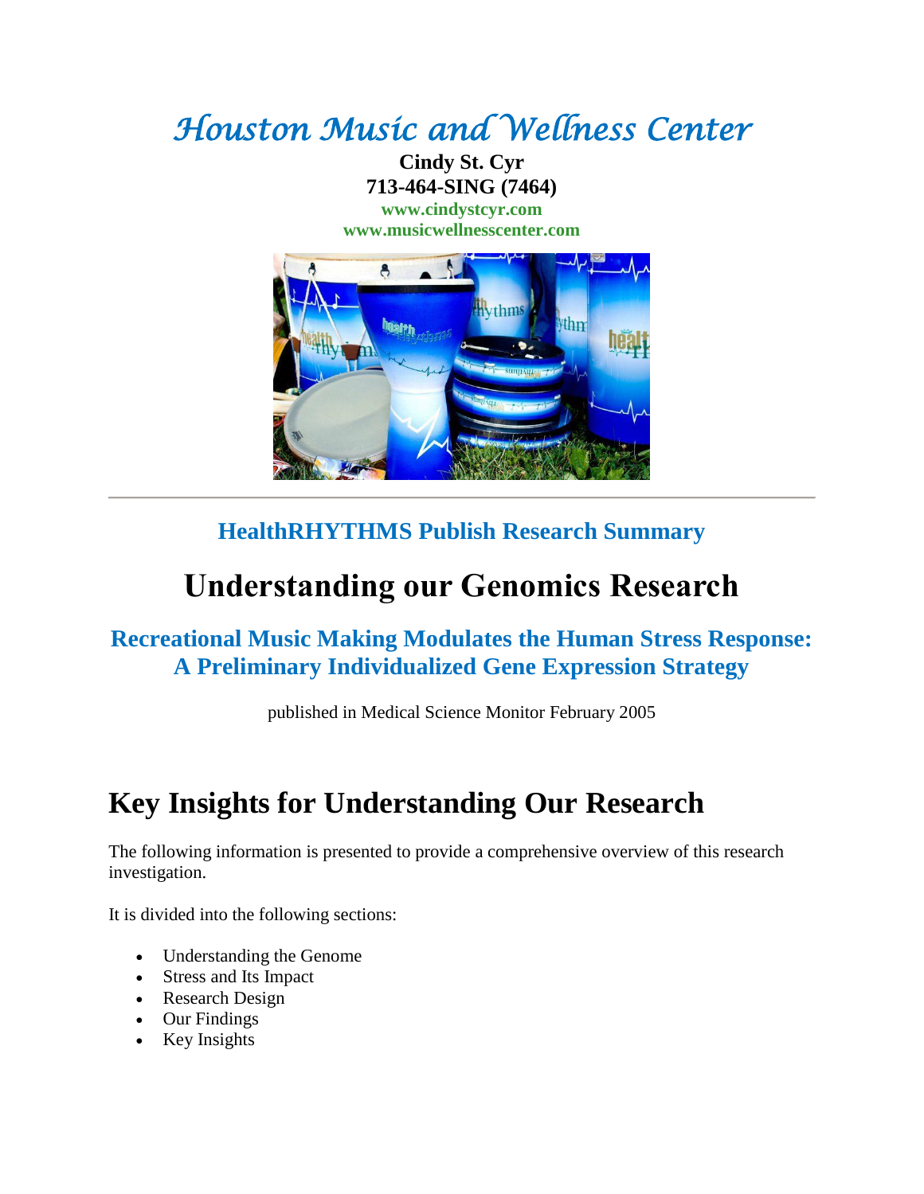# Houston Music and Wellness Center

**Cindy St. Cyr**
**713-464-SING (7464)**
**www.cindystcyr.com**
**www.musicwellnesscenter.com**

---

## HealthRHYTHMS Publish Research Summary

# Understanding our Genomics Research

## Recreational Music Making Modulates the Human Stress Response: A Preliminary Individualized Gene Expression Strategy

published in Medical Science Monitor February 2005

## Key Insights for Understanding Our Research

The following information is presented to provide a comprehensive overview of this research investigation.

It is divided into the following sections:

- Understanding the Genome
- Stress and Its Impact
- Research Design
- Our Findings
- Key Insights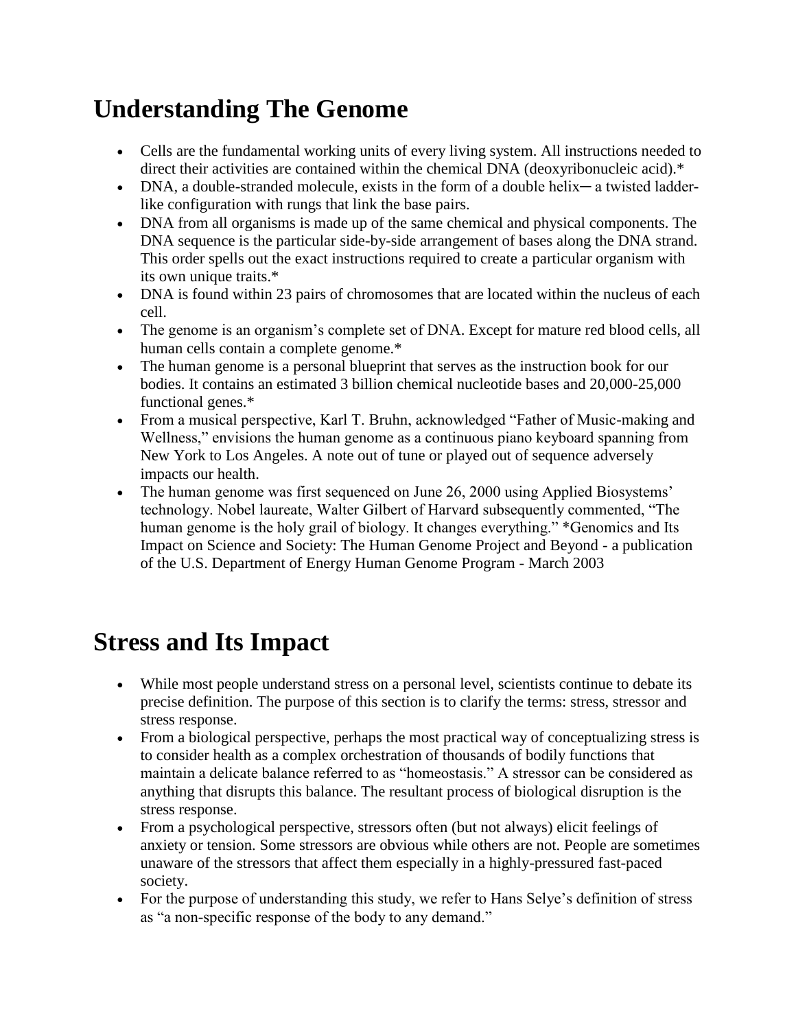# Understanding The Genome

- Cells are the fundamental working units of every living system. All instructions needed to direct their activities are contained within the chemical DNA (deoxyribonucleic acid).*
- DNA, a double-stranded molecule, exists in the form of a double helix─ a twisted ladder-like configuration with rungs that link the base pairs.
- DNA from all organisms is made up of the same chemical and physical components. The DNA sequence is the particular side-by-side arrangement of bases along the DNA strand. This order spells out the exact instructions required to create a particular organism with its own unique traits.*
- DNA is found within 23 pairs of chromosomes that are located within the nucleus of each cell.
- The genome is an organism's complete set of DNA. Except for mature red blood cells, all human cells contain a complete genome.*
- The human genome is a personal blueprint that serves as the instruction book for our bodies. It contains an estimated 3 billion chemical nucleotide bases and 20,000-25,000 functional genes.*
- From a musical perspective, Karl T. Bruhn, acknowledged "Father of Music-making and Wellness," envisions the human genome as a continuous piano keyboard spanning from New York to Los Angeles. A note out of tune or played out of sequence adversely impacts our health.
- The human genome was first sequenced on June 26, 2000 using Applied Biosystems' technology. Nobel laureate, Walter Gilbert of Harvard subsequently commented, "The human genome is the holy grail of biology. It changes everything." *Genomics and Its Impact on Science and Society: The Human Genome Project and Beyond - a publication of the U.S. Department of Energy Human Genome Program - March 2003

# Stress and Its Impact

- While most people understand stress on a personal level, scientists continue to debate its precise definition. The purpose of this section is to clarify the terms: stress, stressor and stress response.
- From a biological perspective, perhaps the most practical way of conceptualizing stress is to consider health as a complex orchestration of thousands of bodily functions that maintain a delicate balance referred to as "homeostasis." A stressor can be considered as anything that disrupts this balance. The resultant process of biological disruption is the stress response.
- From a psychological perspective, stressors often (but not always) elicit feelings of anxiety or tension. Some stressors are obvious while others are not. People are sometimes unaware of the stressors that affect them especially in a highly-pressured fast-paced society.
- For the purpose of understanding this study, we refer to Hans Selye's definition of stress as "a non-specific response of the body to any demand."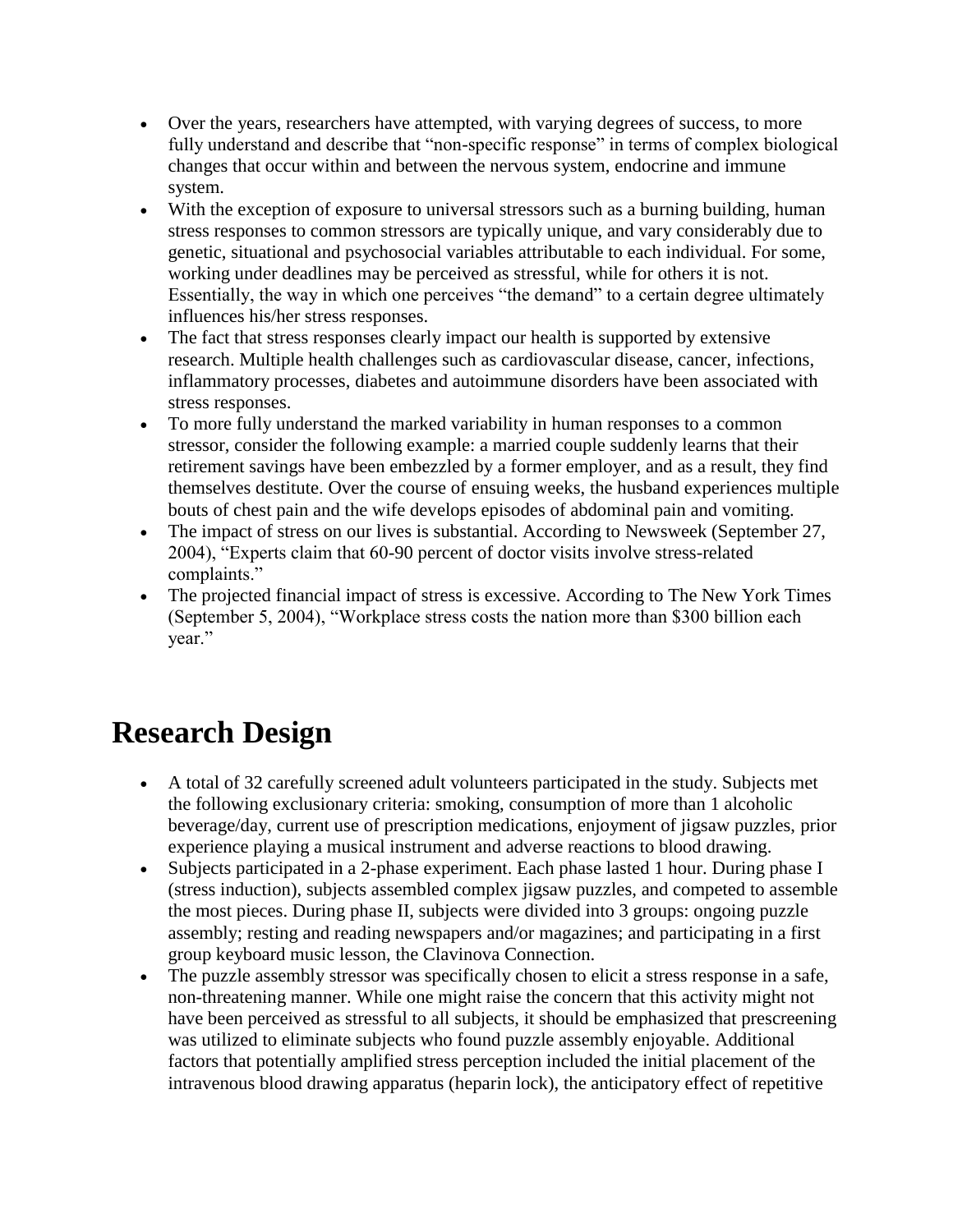- Over the years, researchers have attempted, with varying degrees of success, to more fully understand and describe that "non-specific response" in terms of complex biological changes that occur within and between the nervous system, endocrine and immune system.
- With the exception of exposure to universal stressors such as a burning building, human stress responses to common stressors are typically unique, and vary considerably due to genetic, situational and psychosocial variables attributable to each individual. For some, working under deadlines may be perceived as stressful, while for others it is not. Essentially, the way in which one perceives "the demand" to a certain degree ultimately influences his/her stress responses.
- The fact that stress responses clearly impact our health is supported by extensive research. Multiple health challenges such as cardiovascular disease, cancer, infections, inflammatory processes, diabetes and autoimmune disorders have been associated with stress responses.
- To more fully understand the marked variability in human responses to a common stressor, consider the following example: a married couple suddenly learns that their retirement savings have been embezzled by a former employer, and as a result, they find themselves destitute. Over the course of ensuing weeks, the husband experiences multiple bouts of chest pain and the wife develops episodes of abdominal pain and vomiting.
- The impact of stress on our lives is substantial. According to Newsweek (September 27, 2004), "Experts claim that 60-90 percent of doctor visits involve stress-related complaints."
- The projected financial impact of stress is excessive. According to The New York Times (September 5, 2004), "Workplace stress costs the nation more than $300 billion each year."

# Research Design

- A total of 32 carefully screened adult volunteers participated in the study. Subjects met the following exclusionary criteria: smoking, consumption of more than 1 alcoholic beverage/day, current use of prescription medications, enjoyment of jigsaw puzzles, prior experience playing a musical instrument and adverse reactions to blood drawing.
- Subjects participated in a 2-phase experiment. Each phase lasted 1 hour. During phase I (stress induction), subjects assembled complex jigsaw puzzles, and competed to assemble the most pieces. During phase II, subjects were divided into 3 groups: ongoing puzzle assembly; resting and reading newspapers and/or magazines; and participating in a first group keyboard music lesson, the Clavinova Connection.
- The puzzle assembly stressor was specifically chosen to elicit a stress response in a safe, non-threatening manner. While one might raise the concern that this activity might not have been perceived as stressful to all subjects, it should be emphasized that prescreening was utilized to eliminate subjects who found puzzle assembly enjoyable. Additional factors that potentially amplified stress perception included the initial placement of the intravenous blood drawing apparatus (heparin lock), the anticipatory effect of repetitive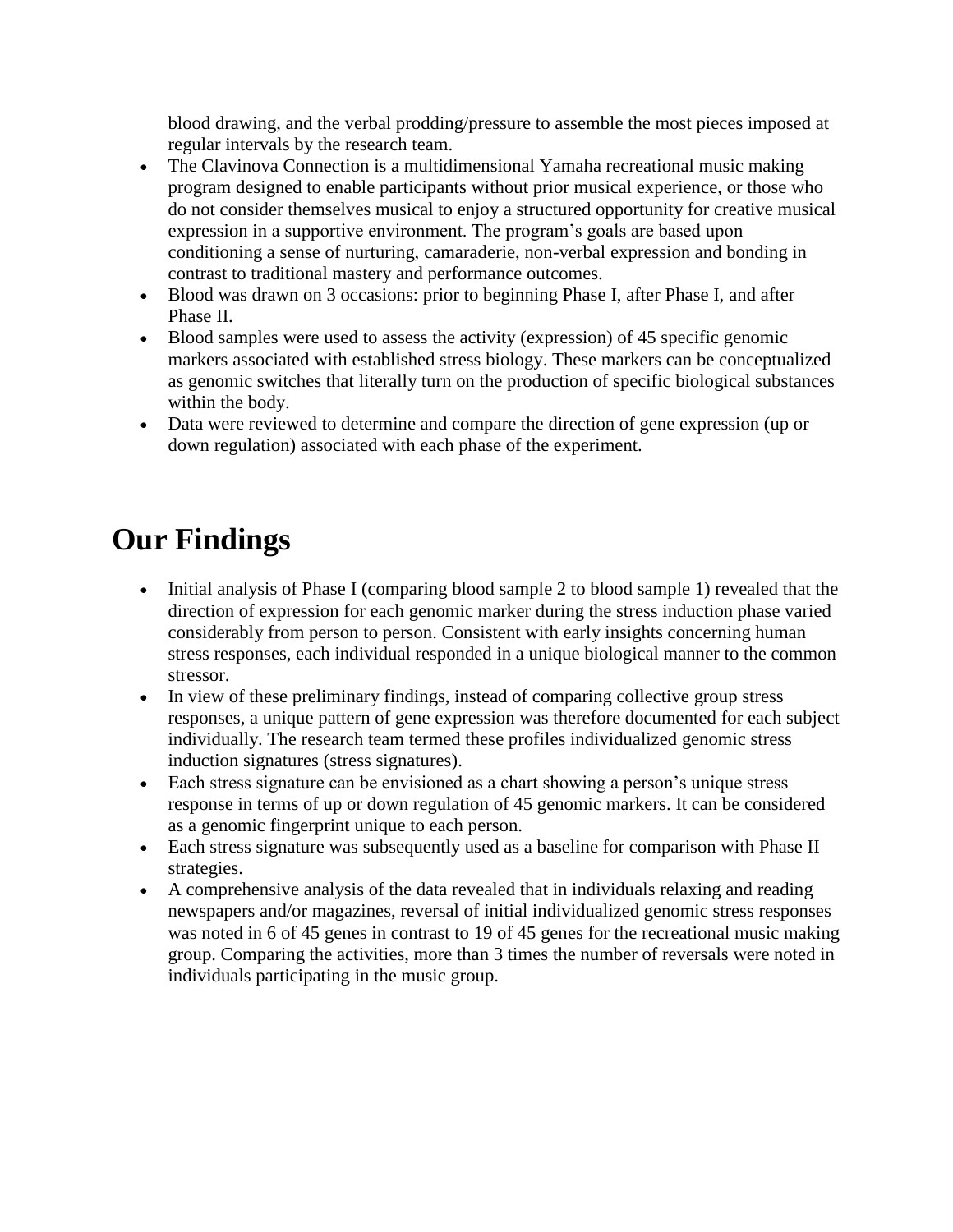blood drawing, and the verbal prodding/pressure to assemble the most pieces imposed at regular intervals by the research team.

- The Clavinova Connection is a multidimensional Yamaha recreational music making program designed to enable participants without prior musical experience, or those who do not consider themselves musical to enjoy a structured opportunity for creative musical expression in a supportive environment. The program's goals are based upon conditioning a sense of nurturing, camaraderie, non-verbal expression and bonding in contrast to traditional mastery and performance outcomes.
- Blood was drawn on 3 occasions: prior to beginning Phase I, after Phase I, and after Phase II.
- Blood samples were used to assess the activity (expression) of 45 specific genomic markers associated with established stress biology. These markers can be conceptualized as genomic switches that literally turn on the production of specific biological substances within the body.
- Data were reviewed to determine and compare the direction of gene expression (up or down regulation) associated with each phase of the experiment.

# Our Findings

- Initial analysis of Phase I (comparing blood sample 2 to blood sample 1) revealed that the direction of expression for each genomic marker during the stress induction phase varied considerably from person to person. Consistent with early insights concerning human stress responses, each individual responded in a unique biological manner to the common stressor.
- In view of these preliminary findings, instead of comparing collective group stress responses, a unique pattern of gene expression was therefore documented for each subject individually. The research team termed these profiles individualized genomic stress induction signatures (stress signatures).
- Each stress signature can be envisioned as a chart showing a person's unique stress response in terms of up or down regulation of 45 genomic markers. It can be considered as a genomic fingerprint unique to each person.
- Each stress signature was subsequently used as a baseline for comparison with Phase II strategies.
- A comprehensive analysis of the data revealed that in individuals relaxing and reading newspapers and/or magazines, reversal of initial individualized genomic stress responses was noted in 6 of 45 genes in contrast to 19 of 45 genes for the recreational music making group. Comparing the activities, more than 3 times the number of reversals were noted in individuals participating in the music group.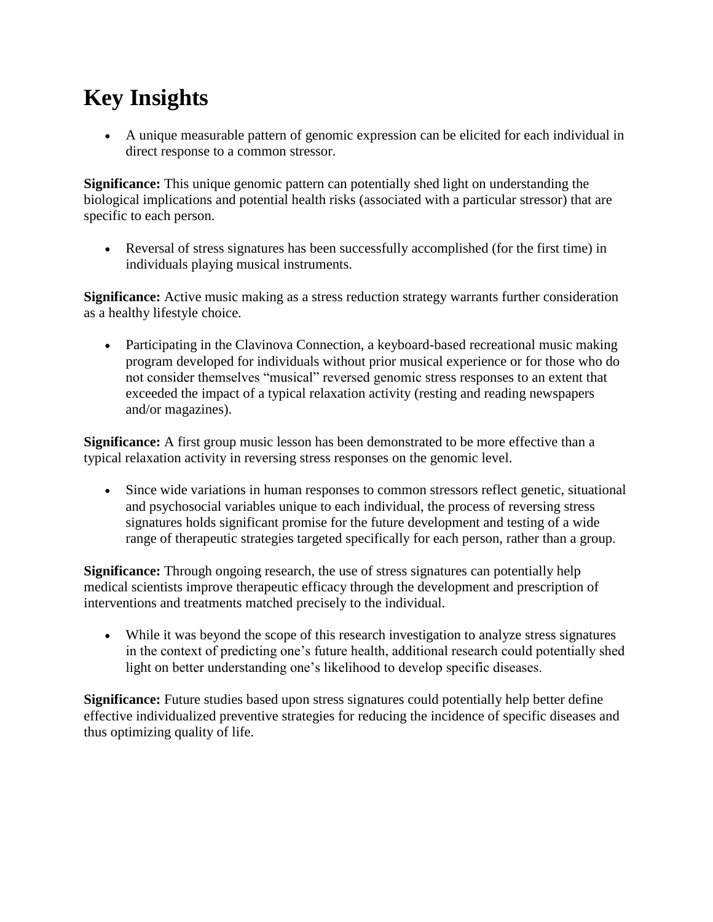# Key Insights

- A unique measurable pattern of genomic expression can be elicited for each individual in direct response to a common stressor.

**Significance:** This unique genomic pattern can potentially shed light on understanding the biological implications and potential health risks (associated with a particular stressor) that are specific to each person.

- Reversal of stress signatures has been successfully accomplished (for the first time) in individuals playing musical instruments.

**Significance:** Active music making as a stress reduction strategy warrants further consideration as a healthy lifestyle choice.

- Participating in the Clavinova Connection, a keyboard-based recreational music making program developed for individuals without prior musical experience or for those who do not consider themselves "musical" reversed genomic stress responses to an extent that exceeded the impact of a typical relaxation activity (resting and reading newspapers and/or magazines).

**Significance:** A first group music lesson has been demonstrated to be more effective than a typical relaxation activity in reversing stress responses on the genomic level.

- Since wide variations in human responses to common stressors reflect genetic, situational and psychosocial variables unique to each individual, the process of reversing stress signatures holds significant promise for the future development and testing of a wide range of therapeutic strategies targeted specifically for each person, rather than a group.

**Significance:** Through ongoing research, the use of stress signatures can potentially help medical scientists improve therapeutic efficacy through the development and prescription of interventions and treatments matched precisely to the individual.

- While it was beyond the scope of this research investigation to analyze stress signatures in the context of predicting one's future health, additional research could potentially shed light on better understanding one's likelihood to develop specific diseases.

**Significance:** Future studies based upon stress signatures could potentially help better define effective individualized preventive strategies for reducing the incidence of specific diseases and thus optimizing quality of life.